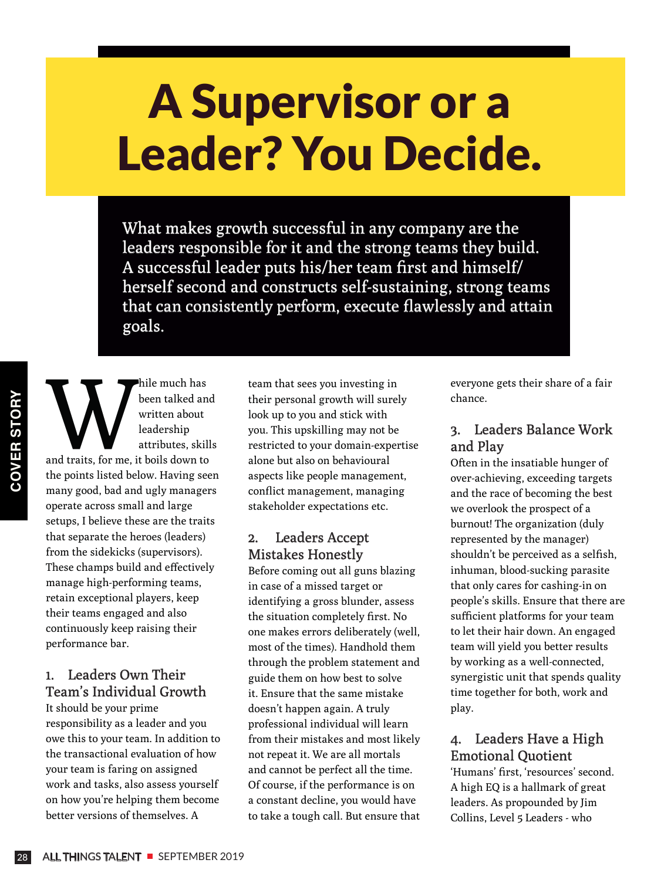# A Supervisor or a Leader? You Decide.

**What makes growth successful in any company are the leaders responsible for it and the strong teams they build. A successful leader puts his/her team first and himself/herself second and constructs self-sustaining, strong teams that can consistently perform, execute flawlessly and attain goals.**

While much has been talked and written about leadership attributes, skills and traits, for me, it boils down to the points listed below. Having seen many good, bad and ugly managers operate across small and large setups, I believe these are the traits that separate the heroes (leaders) from the sidekicks (supervisors). These champs build and effectively manage high-performing teams, retain exceptional players, keep their teams engaged and also continuously keep raising their performance bar.

### 1. Leaders Own Their Team's Individual Growth

It should be your prime responsibility as a leader and you owe this to your team. In addition to the transactional evaluation of how your team is faring on assigned work and tasks, also assess yourself on how you're helping them become better versions of themselves. A team that sees you investing in their personal growth will surely look up to you and stick with you. This upskilling may not be restricted to your domain-expertise alone but also on behavioural aspects like people management, conflict management, managing stakeholder expectations etc.

### 2. Leaders Accept Mistakes Honestly

Before coming out all guns blazing in case of a missed target or identifying a gross blunder, assess the situation completely first. No one makes errors deliberately (well, most of the times). Handhold them through the problem statement and guide them on how best to solve it. Ensure that the same mistake doesn't happen again. A truly professional individual will learn from their mistakes and most likely not repeat it. We are all mortals and cannot be perfect all the time. Of course, if the performance is on a constant decline, you would have to take a tough call. But ensure that everyone gets their share of a fair chance.

### 3. Leaders Balance Work and Play

Often in the insatiable hunger of over-achieving, exceeding targets and the race of becoming the best we overlook the prospect of a burnout! The organization (duly represented by the manager) shouldn't be perceived as a selfish, inhuman, blood-sucking parasite that only cares for cashing-in on people's skills. Ensure that there are sufficient platforms for your team to let their hair down. An engaged team will yield you better results by working as a well-connected, synergistic unit that spends quality time together for both, work and play.

### 4. Leaders Have a High Emotional Quotient

'Humans' first, 'resources' second. A high EQ is a hallmark of great leaders. As propounded by Jim Collins, Level 5 Leaders - who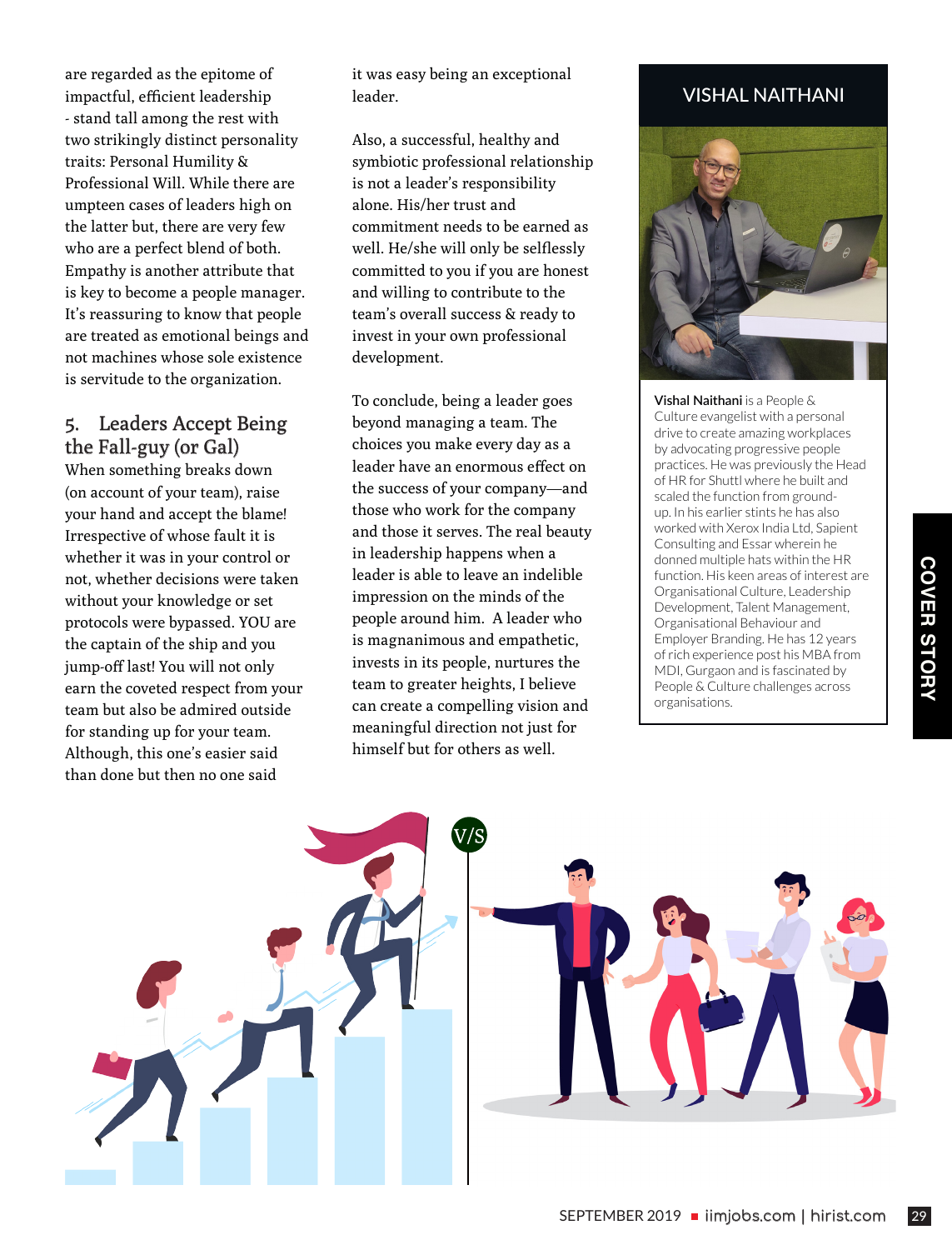are regarded as the epitome of impactful, efficient leadership - stand tall among the rest with two strikingly distinct personality traits: Personal Humility & Professional Will. While there are umpteen cases of leaders high on the latter but, there are very few who are a perfect blend of both. Empathy is another attribute that is key to become a people manager. It's reassuring to know that people are treated as emotional beings and not machines whose sole existence is servitude to the organization.

## 5. Leaders Accept Being the Fall-guy (or Gal)

When something breaks down (on account of your team), raise your hand and accept the blame! Irrespective of whose fault it is whether it was in your control or not, whether decisions were taken without your knowledge or set protocols were bypassed. YOU are the captain of the ship and you jump-off last! You will not only earn the coveted respect from your team but also be admired outside for standing up for your team. Although, this one's easier said than done but then no one said it was easy being an exceptional leader.

Also, a successful, healthy and symbiotic professional relationship is not a leader's responsibility alone. His/her trust and commitment needs to be earned as well. He/she will only be selflessly committed to you if you are honest and willing to contribute to the team's overall success & ready to invest in your own professional development.

To conclude, being a leader goes beyond managing a team. The choices you make every day as a leader have an enormous effect on the success of your company—and those who work for the company and those it serves. The real beauty in leadership happens when a leader is able to leave an indelible impression on the minds of the people around him. A leader who is magnanimous and empathetic, invests in its people, nurtures the team to greater heights, I believe can create a compelling vision and meaningful direction not just for himself but for others as well.

## VISHAL NAITHANI

**Vishal Naithani** is a People & Culture evangelist with a personal drive to create amazing workplaces by advocating progressive people practices. He was previously the Head of HR for Shuttl where he built and scaled the function from ground-up. In his earlier stints he has also worked with Xerox India Ltd, Sapient Consulting and Essar wherein he donned multiple hats within the HR function. His keen areas of interest are Organisational Culture, Leadership Development, Talent Management, Organisational Behaviour and Employer Branding. He has 12 years of rich experience post his MBA from MDI, Gurgaon and is fascinated by People & Culture challenges across organisations.

V/S